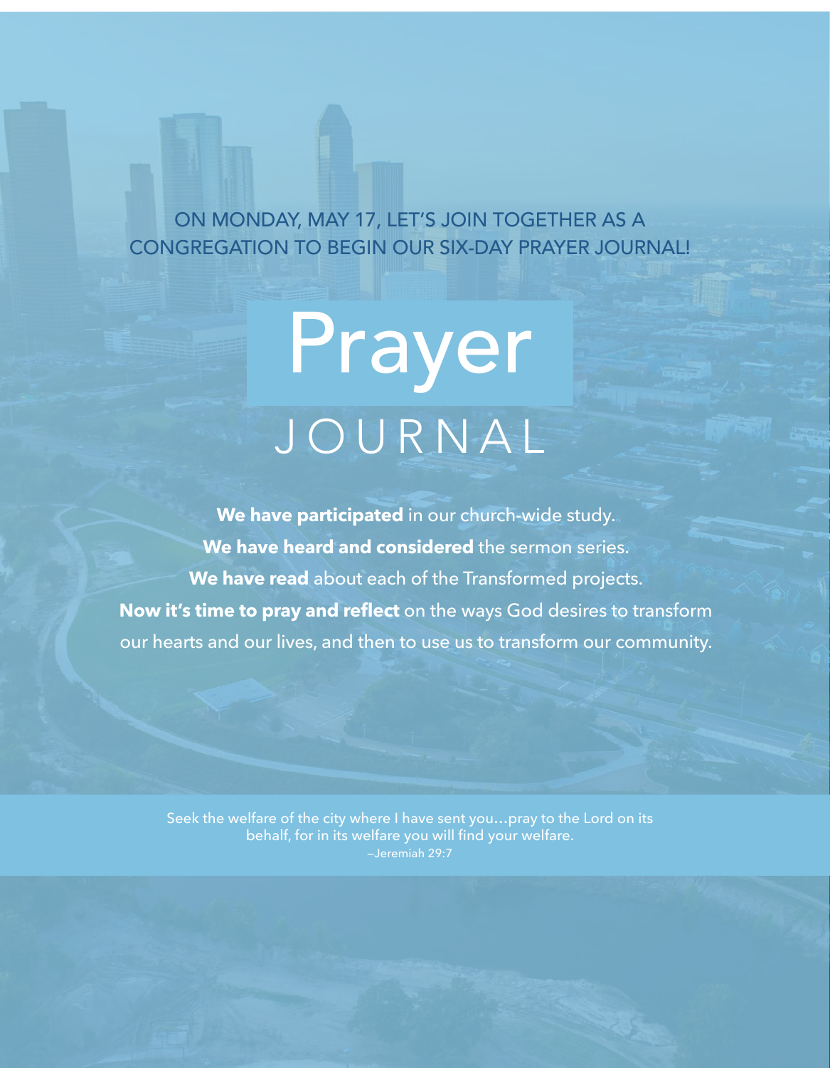ON MONDAY, MAY 17, LET'S JOIN TOGETHER AS A CONGREGATION TO BEGIN OUR SIX-DAY PRAYER JOURNAL!

# Prayer

## JOURNAL

**We have participated** in our church-wide study.
**We have heard and considered** the sermon series.
**We have read** about each of the Transformed projects.
**Now it's time to pray and reflect** on the ways God desires to transform our hearts and our lives, and then to use us to transform our community.

Seek the welfare of the city where I have sent you…pray to the Lord on its behalf, for in its welfare you will find your welfare.
—Jeremiah 29:7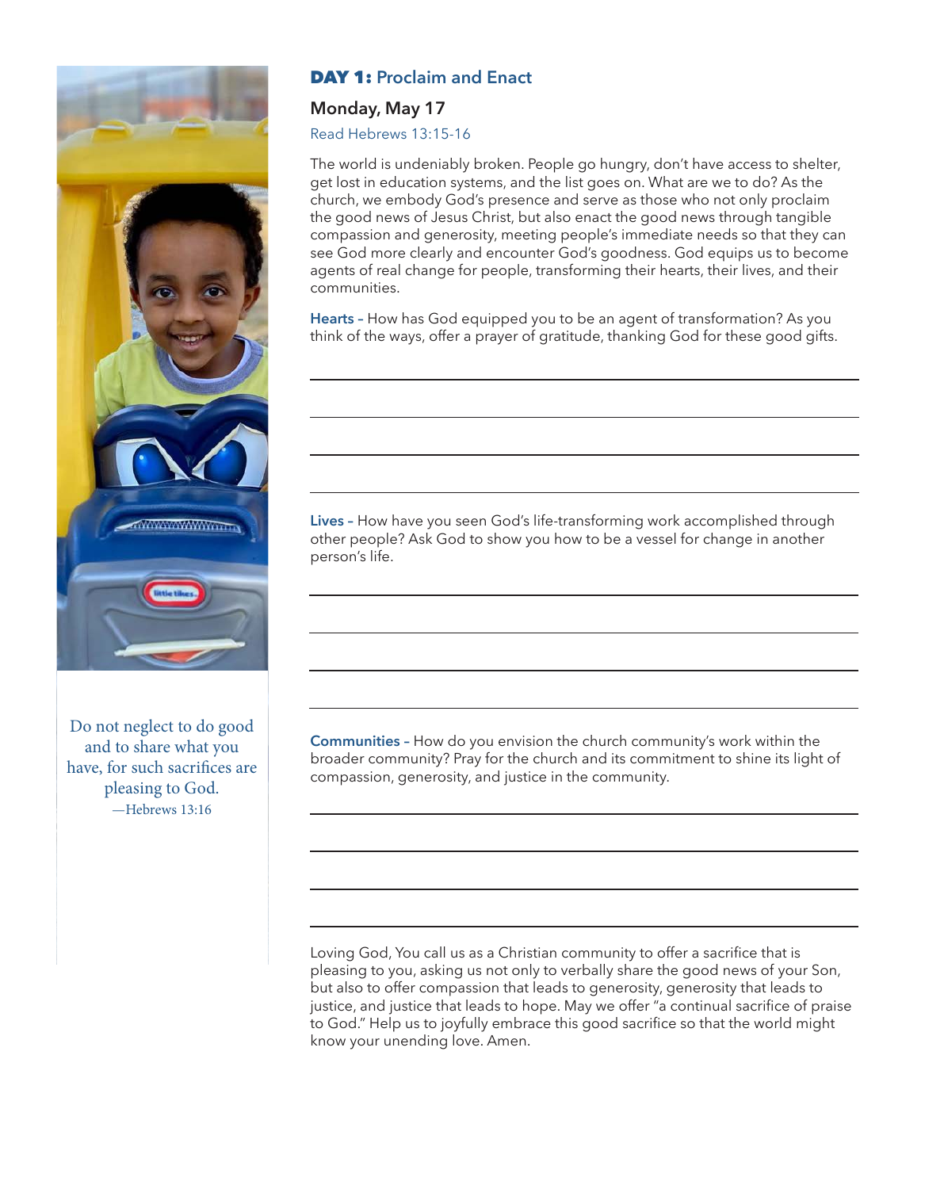## DAY 1: Proclaim and Enact

### Monday, May 17

Read Hebrews 13:15-16

The world is undeniably broken. People go hungry, don't have access to shelter, get lost in education systems, and the list goes on. What are we to do? As the church, we embody God's presence and serve as those who not only proclaim the good news of Jesus Christ, but also enact the good news through tangible compassion and generosity, meeting people's immediate needs so that they can see God more clearly and encounter God's goodness. God equips us to become agents of real change for people, transforming their hearts, their lives, and their communities.

**Hearts –** How has God equipped you to be an agent of transformation? As you think of the ways, offer a prayer of gratitude, thanking God for these good gifts.

**Lives –** How have you seen God's life-transforming work accomplished through other people? Ask God to show you how to be a vessel for change in another person's life.

**Communities –** How do you envision the church community's work within the broader community? Pray for the church and its commitment to shine its light of compassion, generosity, and justice in the community.

Loving God, You call us as a Christian community to offer a sacrifice that is pleasing to you, asking us not only to verbally share the good news of your Son, but also to offer compassion that leads to generosity, generosity that leads to justice, and justice that leads to hope. May we offer "a continual sacrifice of praise to God." Help us to joyfully embrace this good sacrifice so that the world might know your unending love. Amen.

Do not neglect to do good and to share what you have, for such sacrifices are pleasing to God.
—Hebrews 13:16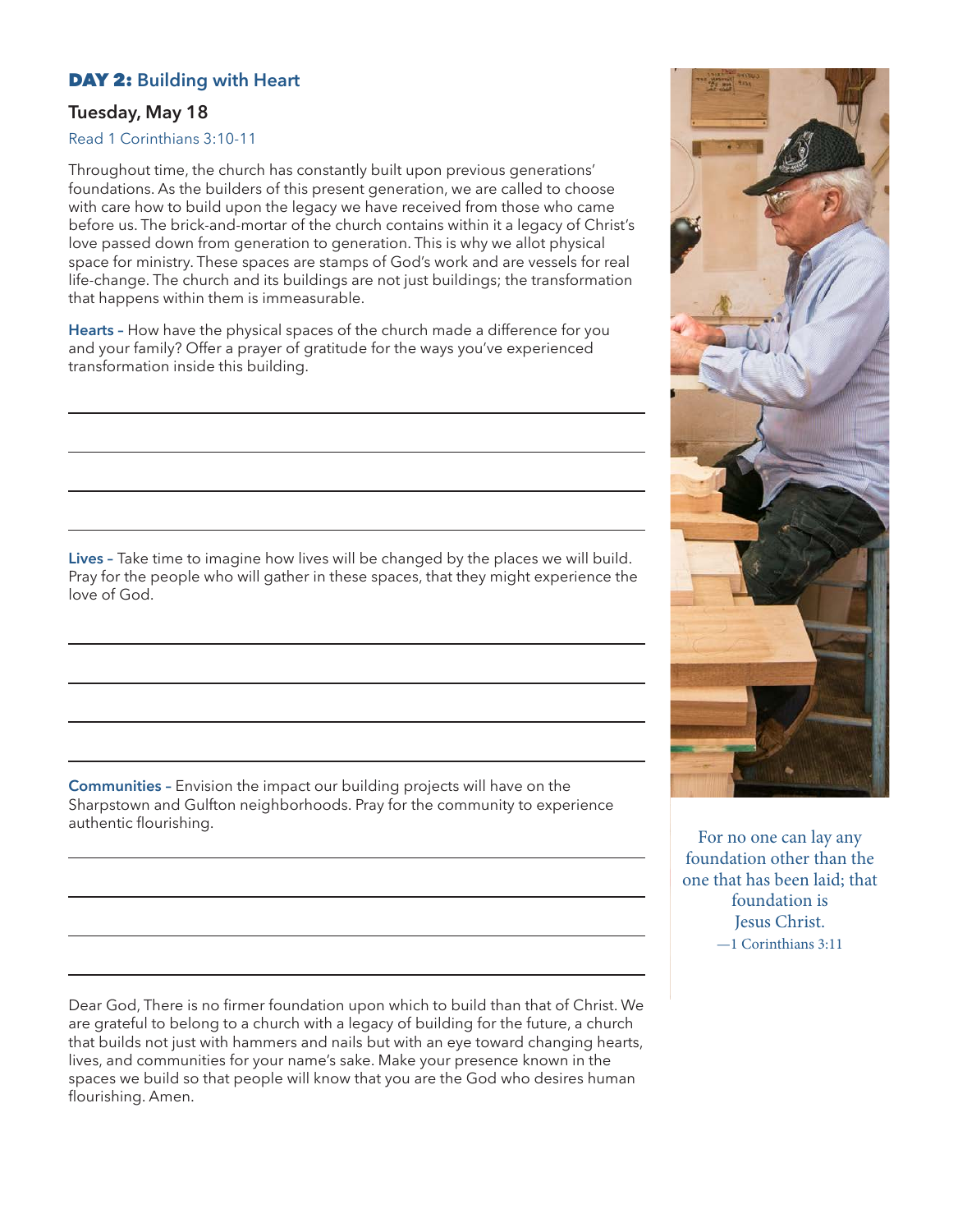## DAY 2: Building with Heart

### Tuesday, May 18

Read 1 Corinthians 3:10-11

Throughout time, the church has constantly built upon previous generations' foundations. As the builders of this present generation, we are called to choose with care how to build upon the legacy we have received from those who came before us. The brick-and-mortar of the church contains within it a legacy of Christ's love passed down from generation to generation. This is why we allot physical space for ministry. These spaces are stamps of God's work and are vessels for real life-change. The church and its buildings are not just buildings; the transformation that happens within them is immeasurable.

**Hearts –** How have the physical spaces of the church made a difference for you and your family? Offer a prayer of gratitude for the ways you've experienced transformation inside this building.

**Lives –** Take time to imagine how lives will be changed by the places we will build. Pray for the people who will gather in these spaces, that they might experience the love of God.

**Communities –** Envision the impact our building projects will have on the Sharpstown and Gulfton neighborhoods. Pray for the community to experience authentic flourishing.

Dear God, There is no firmer foundation upon which to build than that of Christ. We are grateful to belong to a church with a legacy of building for the future, a church that builds not just with hammers and nails but with an eye toward changing hearts, lives, and communities for your name's sake. Make your presence known in the spaces we build so that people will know that you are the God who desires human flourishing. Amen.

For no one can lay any foundation other than the one that has been laid; that foundation is Jesus Christ.
—1 Corinthians 3:11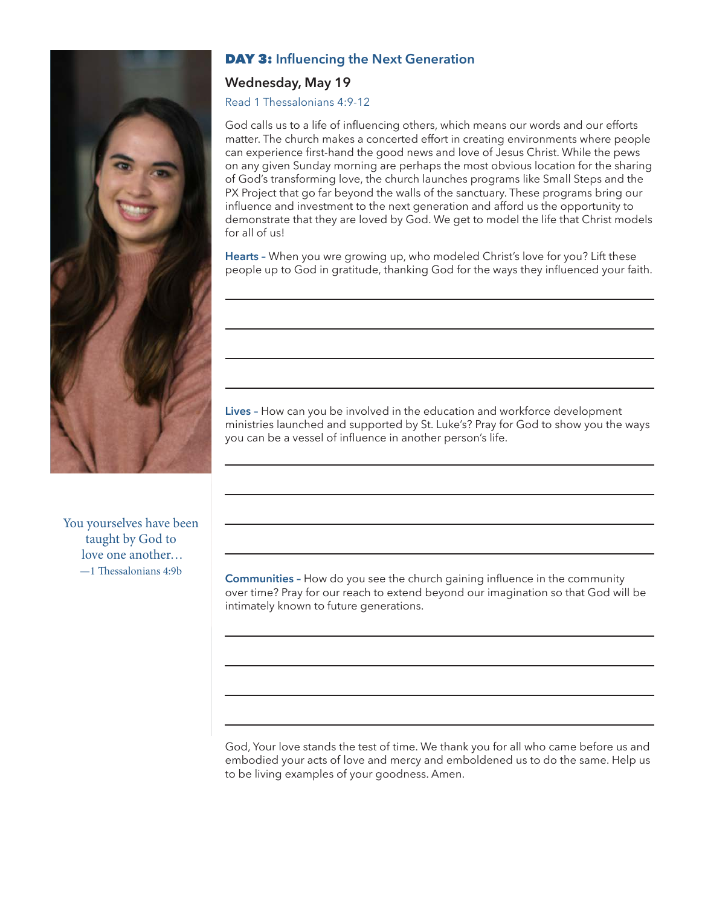## DAY 3: Influencing the Next Generation

### Wednesday, May 19

Read 1 Thessalonians 4:9-12

God calls us to a life of influencing others, which means our words and our efforts matter. The church makes a concerted effort in creating environments where people can experience first-hand the good news and love of Jesus Christ. While the pews on any given Sunday morning are perhaps the most obvious location for the sharing of God's transforming love, the church launches programs like Small Steps and the PX Project that go far beyond the walls of the sanctuary. These programs bring our influence and investment to the next generation and afford us the opportunity to demonstrate that they are loved by God. We get to model the life that Christ models for all of us!

**Hearts –** When you wre growing up, who modeled Christ's love for you? Lift these people up to God in gratitude, thanking God for the ways they influenced your faith.

**Lives –** How can you be involved in the education and workforce development ministries launched and supported by St. Luke's? Pray for God to show you the ways you can be a vessel of influence in another person's life.

**Communities –** How do you see the church gaining influence in the community over time? Pray for our reach to extend beyond our imagination so that God will be intimately known to future generations.

God, Your love stands the test of time. We thank you for all who came before us and embodied your acts of love and mercy and emboldened us to do the same. Help us to be living examples of your goodness. Amen.

> You yourselves have been taught by God to love one another…
> —1 Thessalonians 4:9b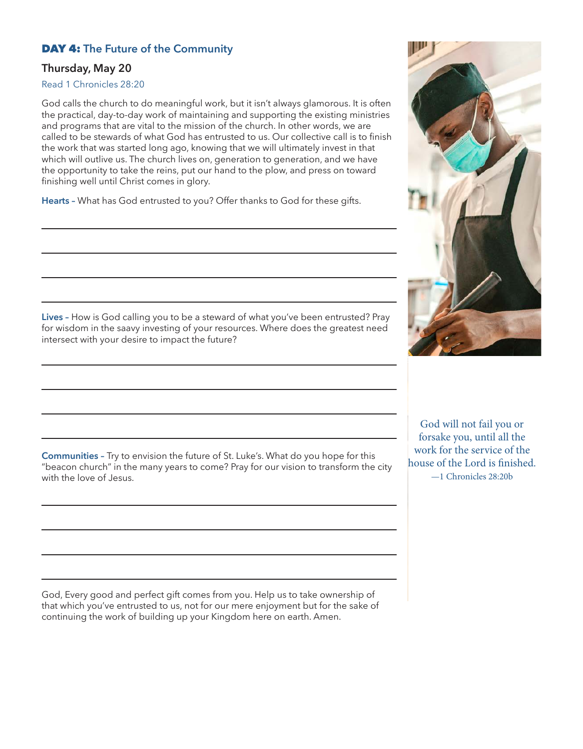## DAY 4: The Future of the Community

### Thursday, May 20

Read 1 Chronicles 28:20

God calls the church to do meaningful work, but it isn't always glamorous. It is often the practical, day-to-day work of maintaining and supporting the existing ministries and programs that are vital to the mission of the church. In other words, we are called to be stewards of what God has entrusted to us. Our collective call is to finish the work that was started long ago, knowing that we will ultimately invest in that which will outlive us. The church lives on, generation to generation, and we have the opportunity to take the reins, put our hand to the plow, and press on toward finishing well until Christ comes in glory.

**Hearts –** What has God entrusted to you? Offer thanks to God for these gifts.

**Lives –** How is God calling you to be a steward of what you've been entrusted? Pray for wisdom in the saavy investing of your resources. Where does the greatest need intersect with your desire to impact the future?

**Communities –** Try to envision the future of St. Luke's. What do you hope for this "beacon church" in the many years to come? Pray for our vision to transform the city with the love of Jesus.

God, Every good and perfect gift comes from you. Help us to take ownership of that which you've entrusted to us, not for our mere enjoyment but for the sake of continuing the work of building up your Kingdom here on earth. Amen.

God will not fail you or forsake you, until all the work for the service of the house of the Lord is finished.
—1 Chronicles 28:20b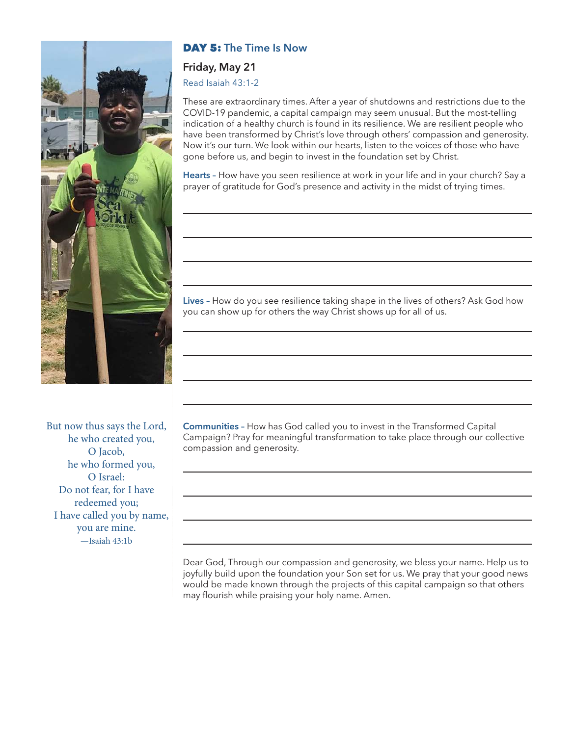## **DAY 5:** The Time Is Now

### Friday, May 21

Read Isaiah 43:1-2

These are extraordinary times. After a year of shutdowns and restrictions due to the COVID-19 pandemic, a capital campaign may seem unusual. But the most-telling indication of a healthy church is found in its resilience. We are resilient people who have been transformed by Christ's love through others' compassion and generosity. Now it's our turn. We look within our hearts, listen to the voices of those who have gone before us, and begin to invest in the foundation set by Christ.

**Hearts –** How have you seen resilience at work in your life and in your church? Say a prayer of gratitude for God's presence and activity in the midst of trying times.

**Lives –** How do you see resilience taking shape in the lives of others? Ask God how you can show up for others the way Christ shows up for all of us.

**Communities –** How has God called you to invest in the Transformed Capital Campaign? Pray for meaningful transformation to take place through our collective compassion and generosity.

Dear God, Through our compassion and generosity, we bless your name. Help us to joyfully build upon the foundation your Son set for us. We pray that your good news would be made known through the projects of this capital campaign so that others may flourish while praising your holy name. Amen.

But now thus says the Lord,
he who created you,
O Jacob,
he who formed you,
O Israel:
Do not fear, for I have
redeemed you;
I have called you by name,
you are mine.
—Isaiah 43:1b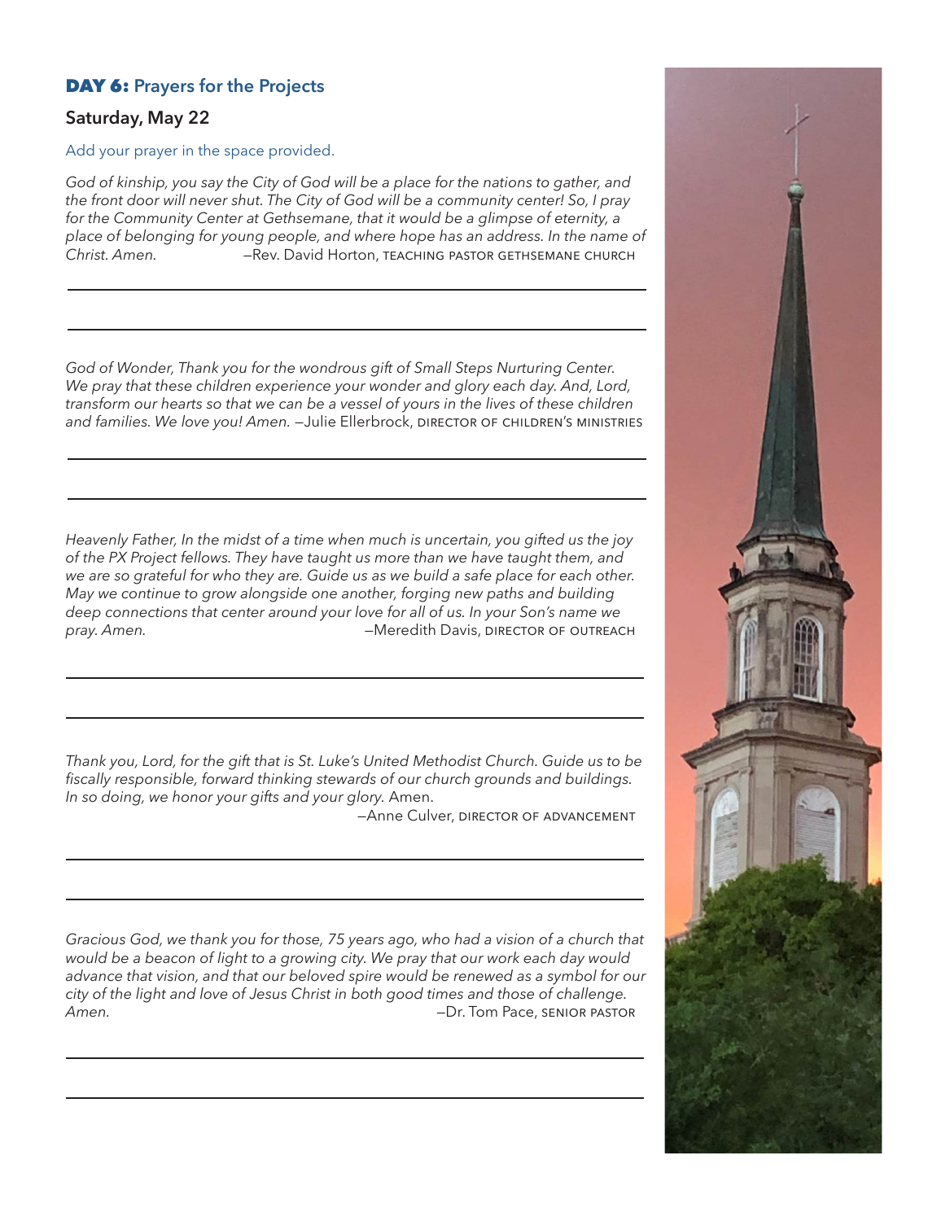## **DAY 6:** Prayers for the Projects

### Saturday, May 22

Add your prayer in the space provided.

*God of kinship, you say the City of God will be a place for the nations to gather, and the front door will never shut. The City of God will be a community center! So, I pray for the Community Center at Gethsemane, that it would be a glimpse of eternity, a place of belonging for young people, and where hope has an address. In the name of Christ. Amen.* —Rev. David Horton, TEACHING PASTOR GETHSEMANE CHURCH

*God of Wonder, Thank you for the wondrous gift of Small Steps Nurturing Center. We pray that these children experience your wonder and glory each day. And, Lord, transform our hearts so that we can be a vessel of yours in the lives of these children and families. We love you! Amen.* —Julie Ellerbrock, DIRECTOR OF CHILDREN'S MINISTRIES

*Heavenly Father, In the midst of a time when much is uncertain, you gifted us the joy of the PX Project fellows. They have taught us more than we have taught them, and we are so grateful for who they are. Guide us as we build a safe place for each other. May we continue to grow alongside one another, forging new paths and building deep connections that center around your love for all of us. In your Son's name we pray. Amen.* —Meredith Davis, DIRECTOR OF OUTREACH

*Thank you, Lord, for the gift that is St. Luke's United Methodist Church. Guide us to be fiscally responsible, forward thinking stewards of our church grounds and buildings. In so doing, we honor your gifts and your glory.* Amen.

—Anne Culver, DIRECTOR OF ADVANCEMENT

*Gracious God, we thank you for those, 75 years ago, who had a vision of a church that would be a beacon of light to a growing city. We pray that our work each day would advance that vision, and that our beloved spire would be renewed as a symbol for our city of the light and love of Jesus Christ in both good times and those of challenge. Amen.* —Dr. Tom Pace, SENIOR PASTOR